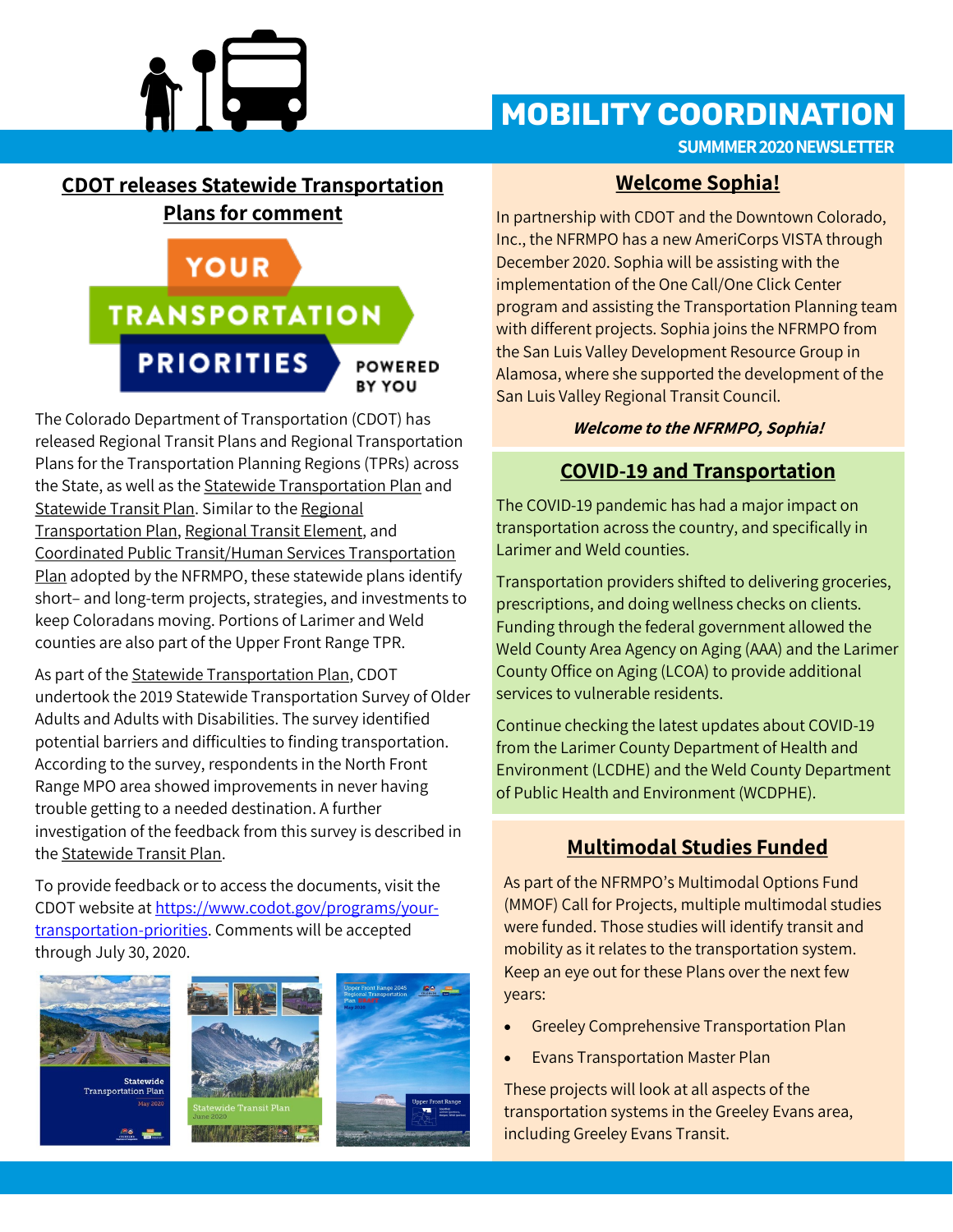# MOBILITY COORDINATION

**SUMMMER 2020 NEWSLETTER**

## CDOT releases Statewide Transportation Plans for comment

The Colorado Department of Transportation (CDOT) has released Regional Transit Plans and Regional Transportation Plans for the Transportation Planning Regions (TPRs) across the State, as well as the Statewide Transportation Plan and Statewide Transit Plan. Similar to the Regional Transportation Plan, Regional Transit Element, and Coordinated Public Transit/Human Services Transportation Plan adopted by the NFRMPO, these statewide plans identify short– and long-term projects, strategies, and investments to keep Coloradans moving. Portions of Larimer and Weld counties are also part of the Upper Front Range TPR.

As part of the Statewide Transportation Plan, CDOT undertook the 2019 Statewide Transportation Survey of Older Adults and Adults with Disabilities. The survey identified potential barriers and difficulties to finding transportation. According to the survey, respondents in the North Front Range MPO area showed improvements in never having trouble getting to a needed destination. A further investigation of the feedback from this survey is described in the Statewide Transit Plan.

To provide feedback or to access the documents, visit the CDOT website at https://www.codot.gov/programs/your-transportation-priorities. Comments will be accepted through July 30, 2020.

## Welcome Sophia!

In partnership with CDOT and the Downtown Colorado, Inc., the NFRMPO has a new AmeriCorps VISTA through December 2020. Sophia will be assisting with the implementation of the One Call/One Click Center program and assisting the Transportation Planning team with different projects. Sophia joins the NFRMPO from the San Luis Valley Development Resource Group in Alamosa, where she supported the development of the San Luis Valley Regional Transit Council.

***Welcome to the NFRMPO, Sophia!***

## COVID-19 and Transportation

The COVID-19 pandemic has had a major impact on transportation across the country, and specifically in Larimer and Weld counties.

Transportation providers shifted to delivering groceries, prescriptions, and doing wellness checks on clients. Funding through the federal government allowed the Weld County Area Agency on Aging (AAA) and the Larimer County Office on Aging (LCOA) to provide additional services to vulnerable residents.

Continue checking the latest updates about COVID-19 from the Larimer County Department of Health and Environment (LCDHE) and the Weld County Department of Public Health and Environment (WCDPHE).

## Multimodal Studies Funded

As part of the NFRMPO's Multimodal Options Fund (MMOF) Call for Projects, multiple multimodal studies were funded. Those studies will identify transit and mobility as it relates to the transportation system. Keep an eye out for these Plans over the next few years:

- Greeley Comprehensive Transportation Plan
- Evans Transportation Master Plan

These projects will look at all aspects of the transportation systems in the Greeley Evans area, including Greeley Evans Transit.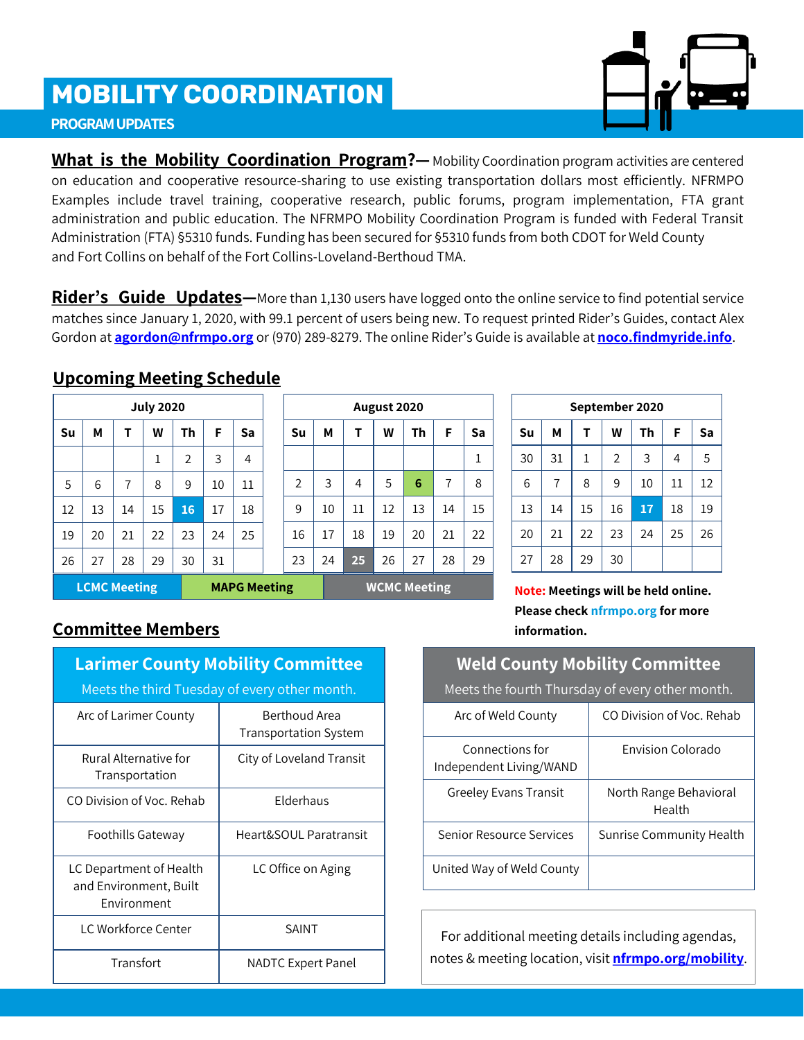# MOBILITY COORDINATION

**PROGRAM UPDATES**

**What is the Mobility Coordination Program?—** Mobility Coordination program activities are centered on education and cooperative resource-sharing to use existing transportation dollars most efficiently. NFRMPO Examples include travel training, cooperative research, public forums, program implementation, FTA grant administration and public education. The NFRMPO Mobility Coordination Program is funded with Federal Transit Administration (FTA) §5310 funds. Funding has been secured for §5310 funds from both CDOT for Weld County and Fort Collins on behalf of the Fort Collins-Loveland-Berthoud TMA.

**Rider's Guide Updates—**More than 1,130 users have logged onto the online service to find potential service matches since January 1, 2020, with 99.1 percent of users being new. To request printed Rider's Guides, contact Alex Gordon at **agordon@nfrmpo.org** or (970) 289-8279. The online Rider's Guide is available at **noco.findmyride.info**.

## Upcoming Meeting Schedule

**July 2020**

| Su | M | T | W | Th | F | Sa |
|---|---|---|---|---|---|---|
| | | | 1 | 2 | 3 | 4 |
| 5 | 6 | 7 | 8 | 9 | 10 | 11 |
| 12 | 13 | 14 | 15 | **16** | 17 | 18 |
| 19 | 20 | 21 | 22 | 23 | 24 | 25 |
| 26 | 27 | 28 | 29 | 30 | 31 | |

**August 2020**

| Su | M | T | W | Th | F | Sa |
|---|---|---|---|---|---|---|
| | | | | | | 1 |
| 2 | 3 | 4 | 5 | **6** | 7 | 8 |
| 9 | 10 | 11 | 12 | 13 | 14 | 15 |
| 16 | 17 | 18 | 19 | 20 | 21 | 22 |
| 23 | 24 | **25** | 26 | 27 | 28 | 29 |

**September 2020**

| Su | M | T | W | Th | F | Sa |
|---|---|---|---|---|---|---|
| 30 | 31 | 1 | 2 | 3 | 4 | 5 |
| 6 | 7 | 8 | 9 | 10 | 11 | 12 |
| 13 | 14 | 15 | 16 | **17** | 18 | 19 |
| 20 | 21 | 22 | 23 | 24 | 25 | 26 |
| 27 | 28 | 29 | 30 | | | |

LCMC Meeting | MAPG Meeting | WCMC Meeting

**Note: Meetings will be held online. Please check nfrmpo.org for more information.**

## Committee Members

| Larimer County Mobility Committee<br>Meets the third Tuesday of every other month. | |
|---|---|
| Arc of Larimer County | Berthoud Area Transportation System |
| Rural Alternative for Transportation | City of Loveland Transit |
| CO Division of Voc. Rehab | Elderhaus |
| Foothills Gateway | Heart&SOUL Paratransit |
| LC Department of Health and Environment, Built Environment | LC Office on Aging |
| LC Workforce Center | SAINT |
| Transfort | NADTC Expert Panel |

| Weld County Mobility Committee<br>Meets the fourth Thursday of every other month. | |
|---|---|
| Arc of Weld County | CO Division of Voc. Rehab |
| Connections for Independent Living/WAND | Envision Colorado |
| Greeley Evans Transit | North Range Behavioral Health |
| Senior Resource Services | Sunrise Community Health |
| United Way of Weld County | |

For additional meeting details including agendas, notes & meeting location, visit **nfrmpo.org/mobility**.